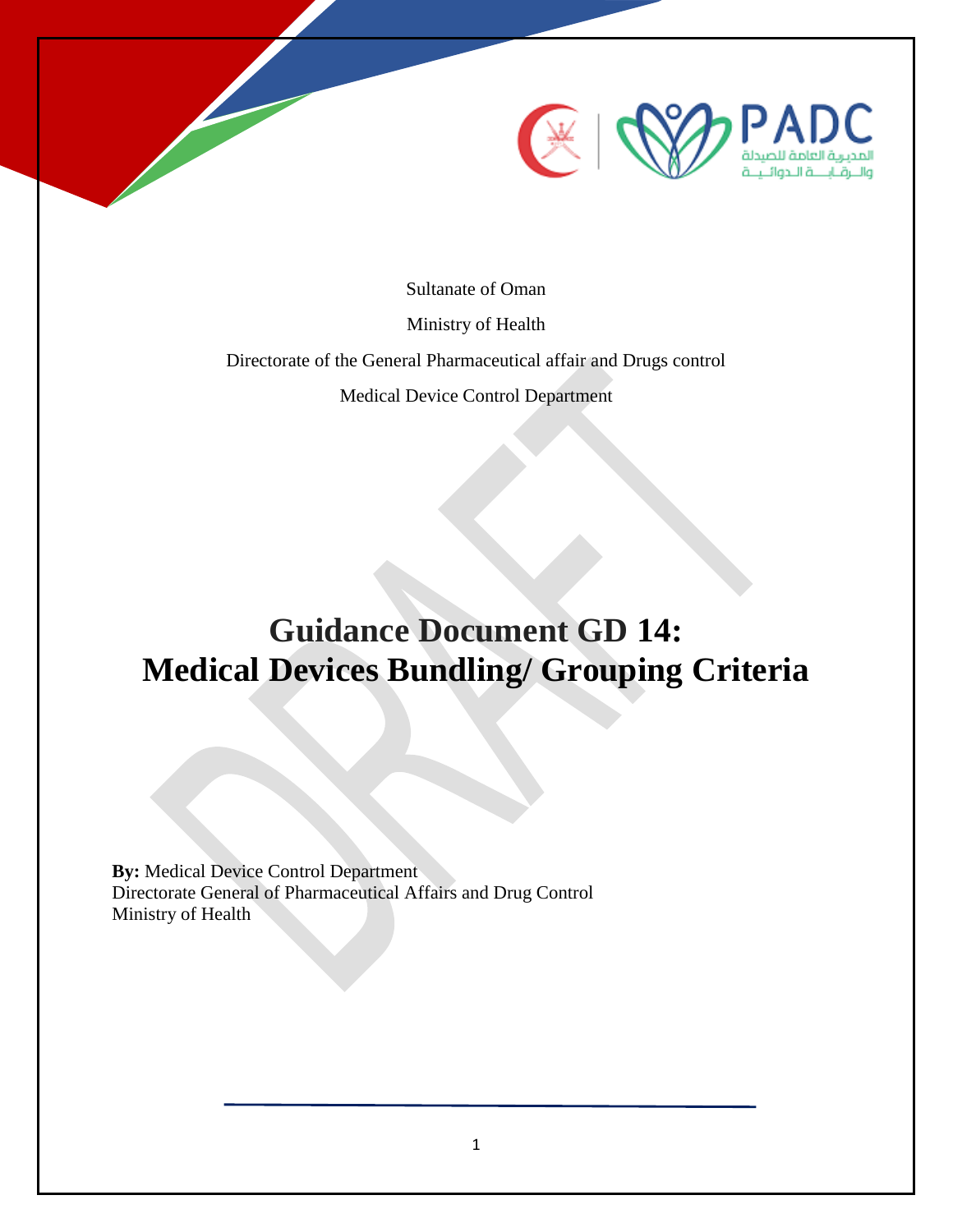Sultanate of Oman

Ministry of Health

Directorate of the General Pharmaceutical affair and Drugs control

Medical Device Control Department

# Guidance Document GD 14: Medical Devices Bundling/ Grouping Criteria

**By:** Medical Device Control Department
Directorate General of Pharmaceutical Affairs and Drug Control
Ministry of Health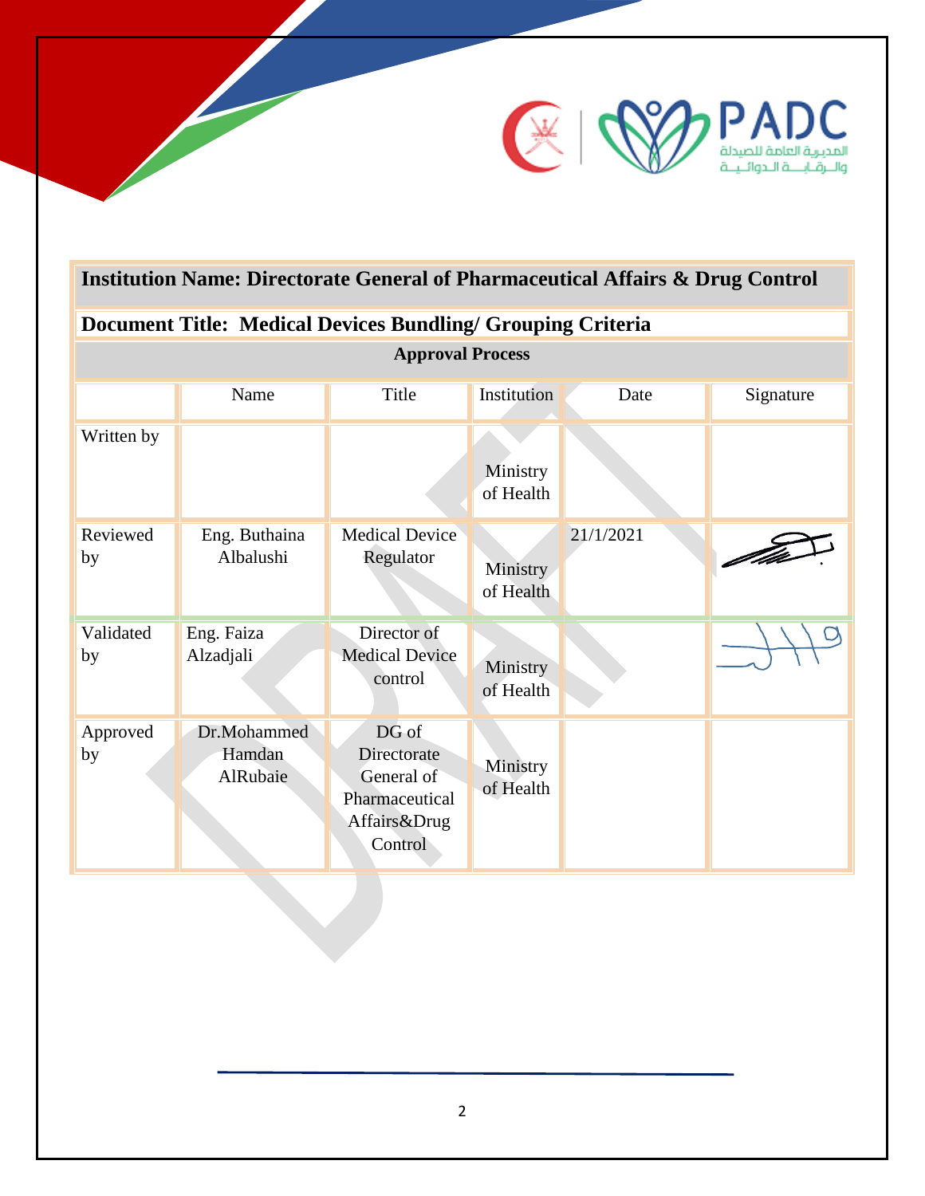| **Institution Name: Directorate General of Pharmaceutical Affairs & Drug Control** | | | | | |
|---|---|---|---|---|---|
| **Document Title: Medical Devices Bundling/ Grouping Criteria** | | | | | |
| **Approval Process** | | | | | |
| | Name | Title | Institution | Date | Signature |
| Written by | | | Ministry of Health | | |
| Reviewed by | Eng. Buthaina Albalushi | Medical Device Regulator | Ministry of Health | 21/1/2021 | |
| Validated by | Eng. Faiza Alzadjali | Director of Medical Device control | Ministry of Health | | |
| Approved by | Dr.Mohammed Hamdan AlRubaie | DG of Directorate General of Pharmaceutical Affairs&Drug Control | Ministry of Health | | |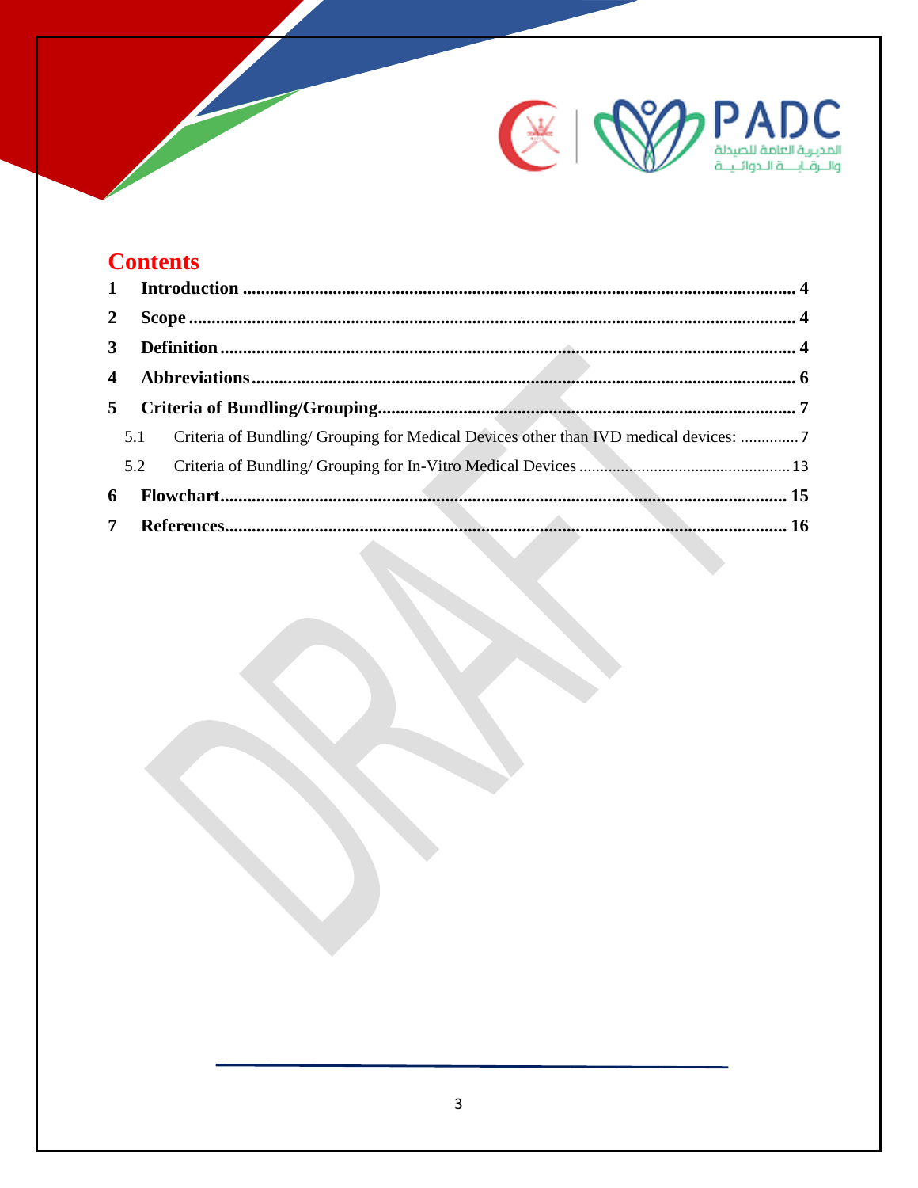# Contents

1 **Introduction** ........................................................................................................................ 4

2 **Scope** ..................................................................................................................................... 4

3 **Definition** ............................................................................................................................. 4

4 **Abbreviations** ....................................................................................................................... 6

5 **Criteria of Bundling/Grouping** ............................................................................................ 7

5.1 Criteria of Bundling/ Grouping for Medical Devices other than IVD medical devices: ............. 7

5.2 Criteria of Bundling/ Grouping for In-Vitro Medical Devices ................................................. 13

6 **Flowchart** ........................................................................................................................... 15

7 **References** ......................................................................................................................... 16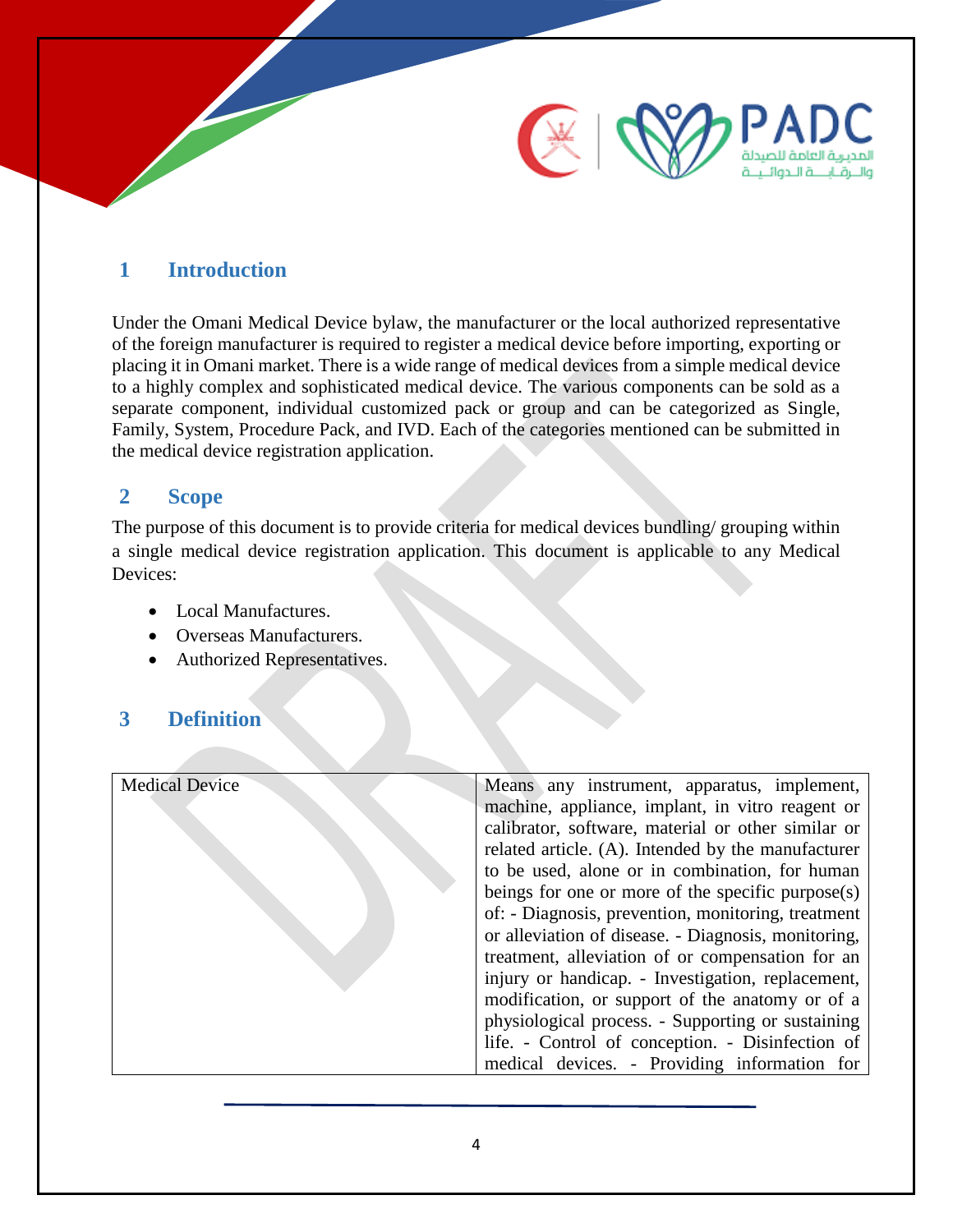## 1 Introduction

Under the Omani Medical Device bylaw, the manufacturer or the local authorized representative of the foreign manufacturer is required to register a medical device before importing, exporting or placing it in Omani market. There is a wide range of medical devices from a simple medical device to a highly complex and sophisticated medical device. The various components can be sold as a separate component, individual customized pack or group and can be categorized as Single, Family, System, Procedure Pack, and IVD. Each of the categories mentioned can be submitted in the medical device registration application.

## 2 Scope

The purpose of this document is to provide criteria for medical devices bundling/ grouping within a single medical device registration application. This document is applicable to any Medical Devices:

- Local Manufactures.
- Overseas Manufacturers.
- Authorized Representatives.

## 3 Definition

| | |
|---|---|
| Medical Device | Means any instrument, apparatus, implement, machine, appliance, implant, in vitro reagent or calibrator, software, material or other similar or related article. (A). Intended by the manufacturer to be used, alone or in combination, for human beings for one or more of the specific purpose(s) of: - Diagnosis, prevention, monitoring, treatment or alleviation of disease. - Diagnosis, monitoring, treatment, alleviation of or compensation for an injury or handicap. - Investigation, replacement, modification, or support of the anatomy or of a physiological process. - Supporting or sustaining life. - Control of conception. - Disinfection of medical devices. - Providing information for |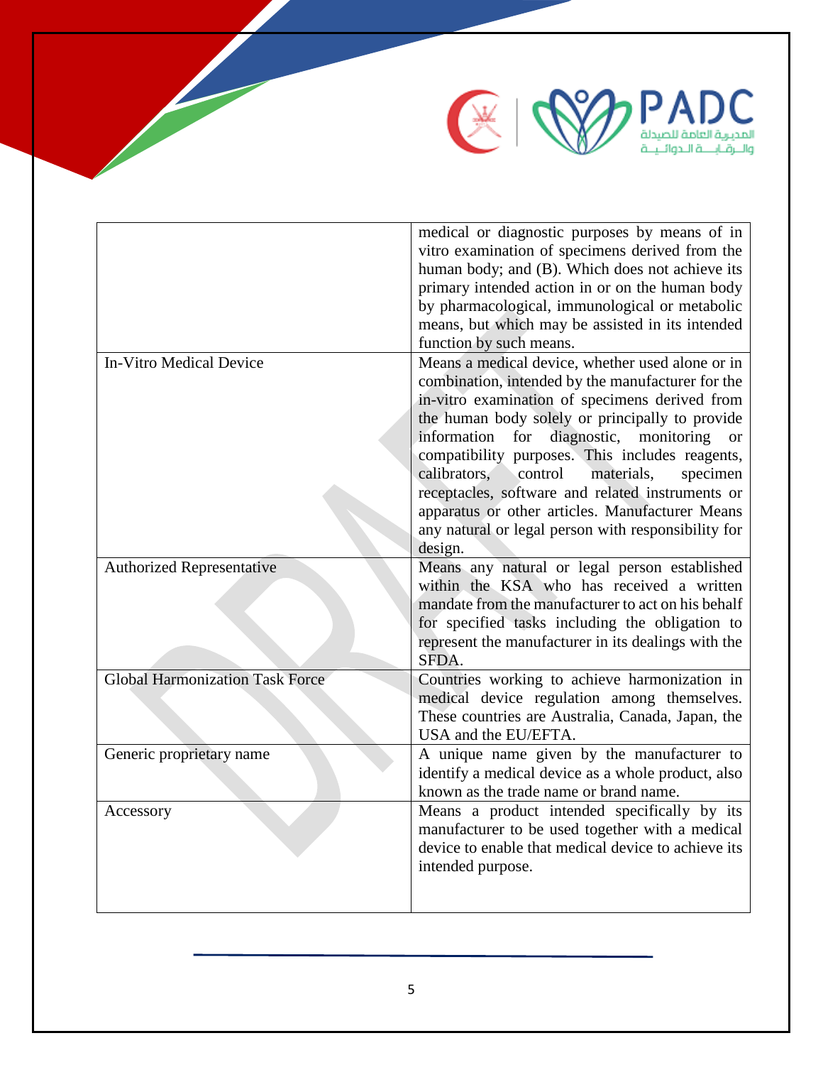| | |
|---|---|
| | medical or diagnostic purposes by means of in vitro examination of specimens derived from the human body; and (B). Which does not achieve its primary intended action in or on the human body by pharmacological, immunological or metabolic means, but which may be assisted in its intended function by such means. |
| In-Vitro Medical Device | Means a medical device, whether used alone or in combination, intended by the manufacturer for the in-vitro examination of specimens derived from the human body solely or principally to provide information for diagnostic, monitoring or compatibility purposes. This includes reagents, calibrators, control materials, specimen receptacles, software and related instruments or apparatus or other articles. Manufacturer Means any natural or legal person with responsibility for design. |
| Authorized Representative | Means any natural or legal person established within the KSA who has received a written mandate from the manufacturer to act on his behalf for specified tasks including the obligation to represent the manufacturer in its dealings with the SFDA. |
| Global Harmonization Task Force | Countries working to achieve harmonization in medical device regulation among themselves. These countries are Australia, Canada, Japan, the USA and the EU/EFTA. |
| Generic proprietary name | A unique name given by the manufacturer to identify a medical device as a whole product, also known as the trade name or brand name. |
| Accessory | Means a product intended specifically by its manufacturer to be used together with a medical device to enable that medical device to achieve its intended purpose. |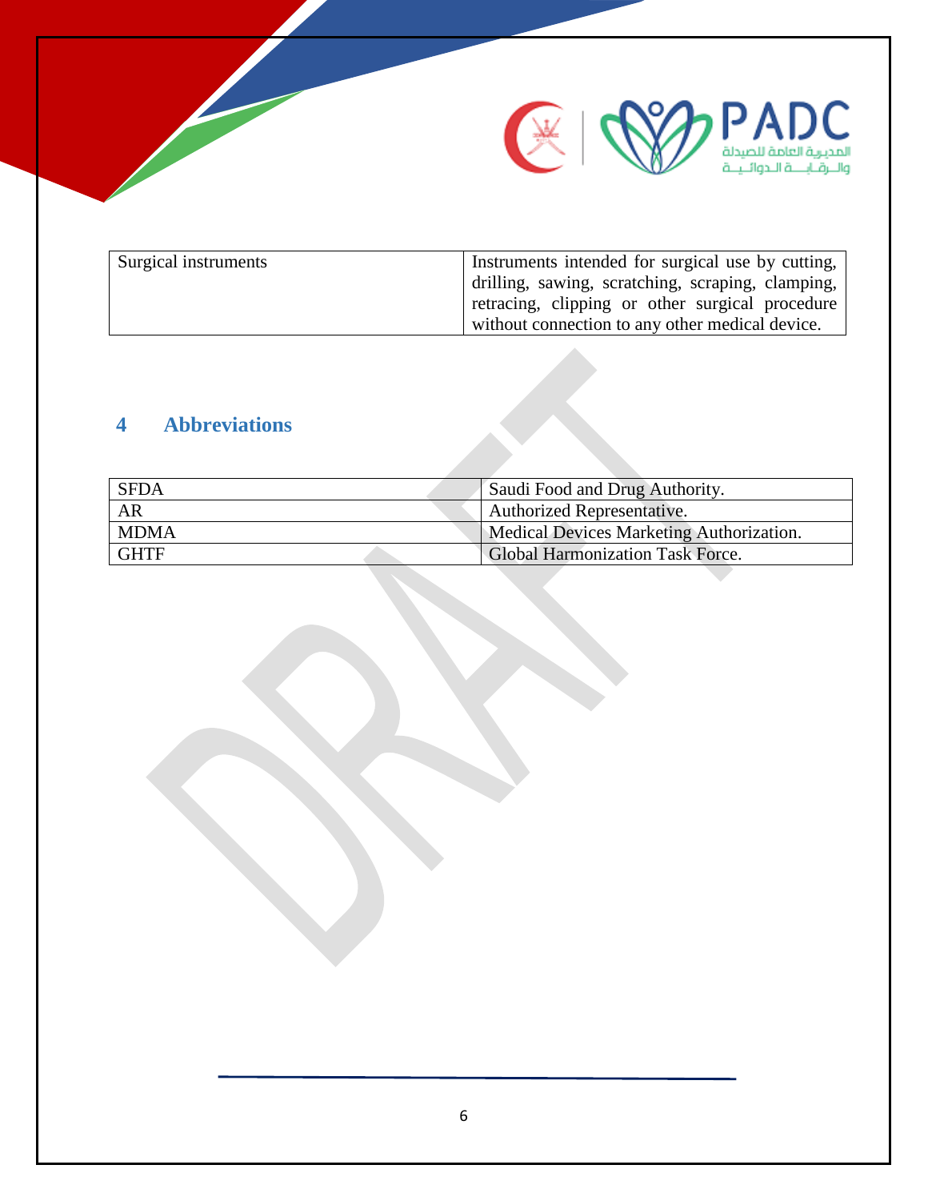| Surgical instruments | Instruments intended for surgical use by cutting, drilling, sawing, scratching, scraping, clamping, retracing, clipping or other surgical procedure without connection to any other medical device. |
|---|---|

## 4 Abbreviations

| SFDA | Saudi Food and Drug Authority. |
|---|---|
| AR | Authorized Representative. |
| MDMA | Medical Devices Marketing Authorization. |
| GHTF | Global Harmonization Task Force. |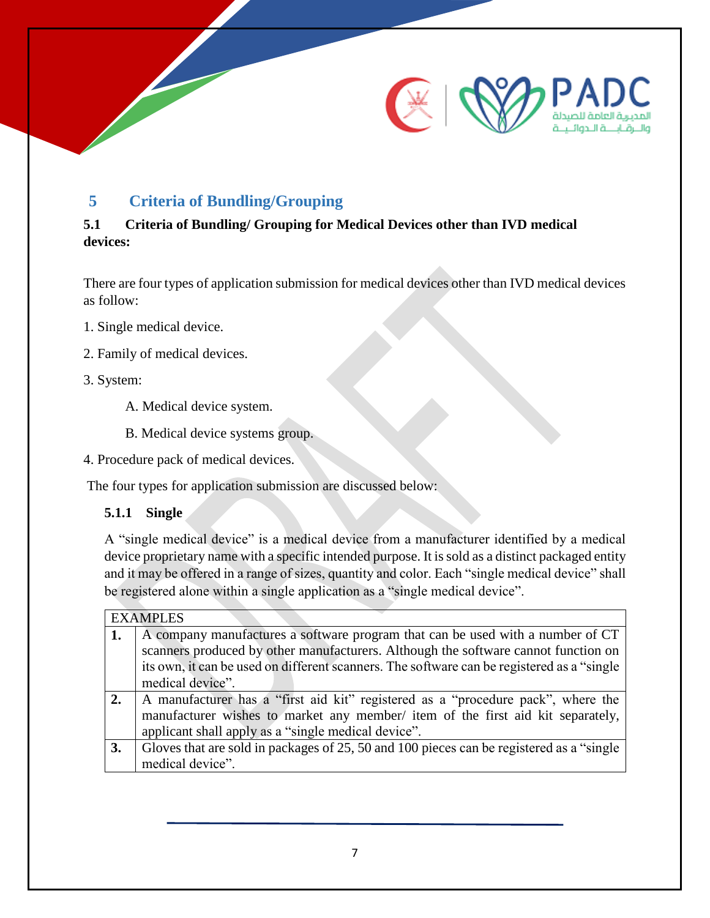## 5 Criteria of Bundling/Grouping

### 5.1 Criteria of Bundling/ Grouping for Medical Devices other than IVD medical devices:

There are four types of application submission for medical devices other than IVD medical devices as follow:

1. Single medical device.
2. Family of medical devices.
3. System:
   - A. Medical device system.
   - B. Medical device systems group.
4. Procedure pack of medical devices.

The four types for application submission are discussed below:

#### 5.1.1 Single

A "single medical device" is a medical device from a manufacturer identified by a medical device proprietary name with a specific intended purpose. It is sold as a distinct packaged entity and it may be offered in a range of sizes, quantity and color. Each "single medical device" shall be registered alone within a single application as a "single medical device".

| EXAMPLES | |
|---|---|
| **1.** | A company manufactures a software program that can be used with a number of CT scanners produced by other manufacturers. Although the software cannot function on its own, it can be used on different scanners. The software can be registered as a "single medical device". |
| **2.** | A manufacturer has a "first aid kit" registered as a "procedure pack", where the manufacturer wishes to market any member/ item of the first aid kit separately, applicant shall apply as a "single medical device". |
| **3.** | Gloves that are sold in packages of 25, 50 and 100 pieces can be registered as a "single medical device". |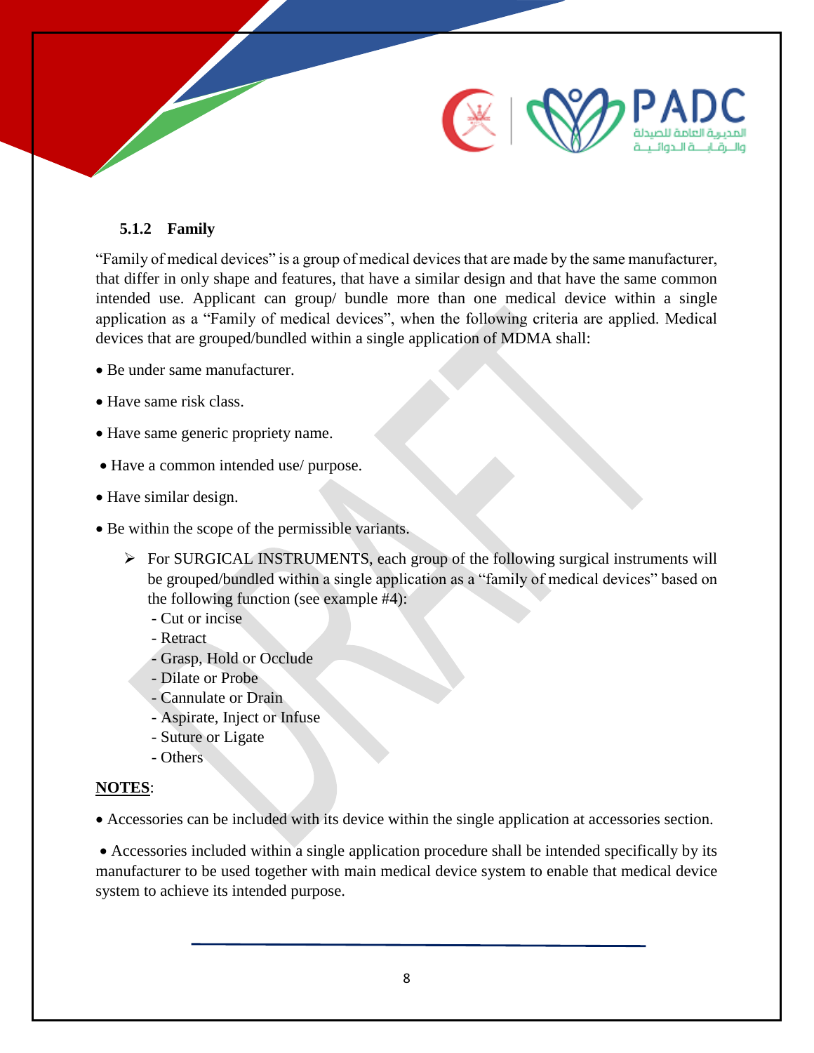### 5.1.2 Family

"Family of medical devices" is a group of medical devices that are made by the same manufacturer, that differ in only shape and features, that have a similar design and that have the same common intended use. Applicant can group/ bundle more than one medical device within a single application as a "Family of medical devices", when the following criteria are applied. Medical devices that are grouped/bundled within a single application of MDMA shall:

- Be under same manufacturer.
- Have same risk class.
- Have same generic propriety name.
- Have a common intended use/ purpose.
- Have similar design.
- Be within the scope of the permissible variants.
  - For SURGICAL INSTRUMENTS, each group of the following surgical instruments will be grouped/bundled within a single application as a "family of medical devices" based on the following function (see example #4):
    - Cut or incise
    - Retract
    - Grasp, Hold or Occlude
    - Dilate or Probe
    - Cannulate or Drain
    - Aspirate, Inject or Infuse
    - Suture or Ligate
    - Others

**NOTES**:

- Accessories can be included with its device within the single application at accessories section.
- Accessories included within a single application procedure shall be intended specifically by its manufacturer to be used together with main medical device system to enable that medical device system to achieve its intended purpose.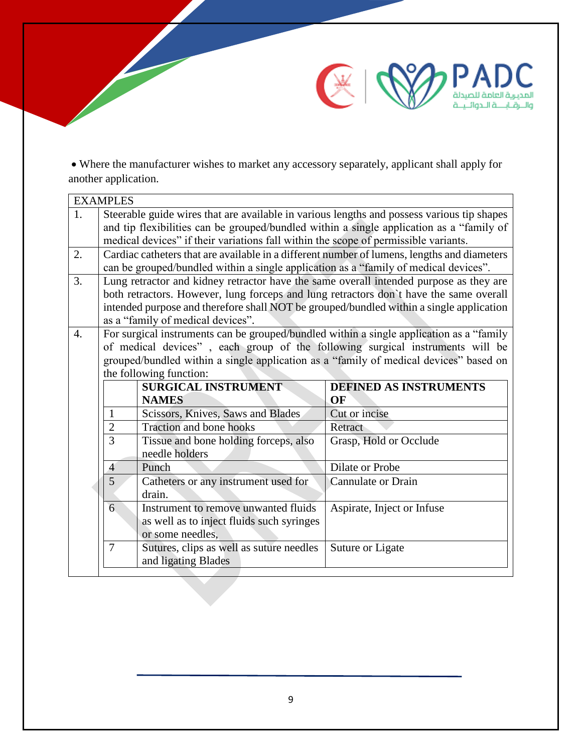- Where the manufacturer wishes to market any accessory separately, applicant shall apply for another application.

| EXAMPLES | |
|---|---|
| 1. | Steerable guide wires that are available in various lengths and possess various tip shapes and tip flexibilities can be grouped/bundled within a single application as a "family of medical devices" if their variations fall within the scope of permissible variants. |
| 2. | Cardiac catheters that are available in a different number of lumens, lengths and diameters can be grouped/bundled within a single application as a "family of medical devices". |
| 3. | Lung retractor and kidney retractor have the same overall intended purpose as they are both retractors. However, lung forceps and lung retractors don`t have the same overall intended purpose and therefore shall NOT be grouped/bundled within a single application as a "family of medical devices". |
| 4. | For surgical instruments can be grouped/bundled within a single application as a "family of medical devices" , each group of the following surgical instruments will be grouped/bundled within a single application as a "family of medical devices" based on the following function: |

| | **SURGICAL INSTRUMENT NAMES** | **DEFINED AS INSTRUMENTS OF** |
|---|---|---|
| 1 | Scissors, Knives, Saws and Blades | Cut or incise |
| 2 | Traction and bone hooks | Retract |
| 3 | Tissue and bone holding forceps, also needle holders | Grasp, Hold or Occlude |
| 4 | Punch | Dilate or Probe |
| 5 | Catheters or any instrument used for drain. | Cannulate or Drain |
| 6 | Instrument to remove unwanted fluids as well as to inject fluids such syringes or some needles, | Aspirate, Inject or Infuse |
| 7 | Sutures, clips as well as suture needles and ligating Blades | Suture or Ligate |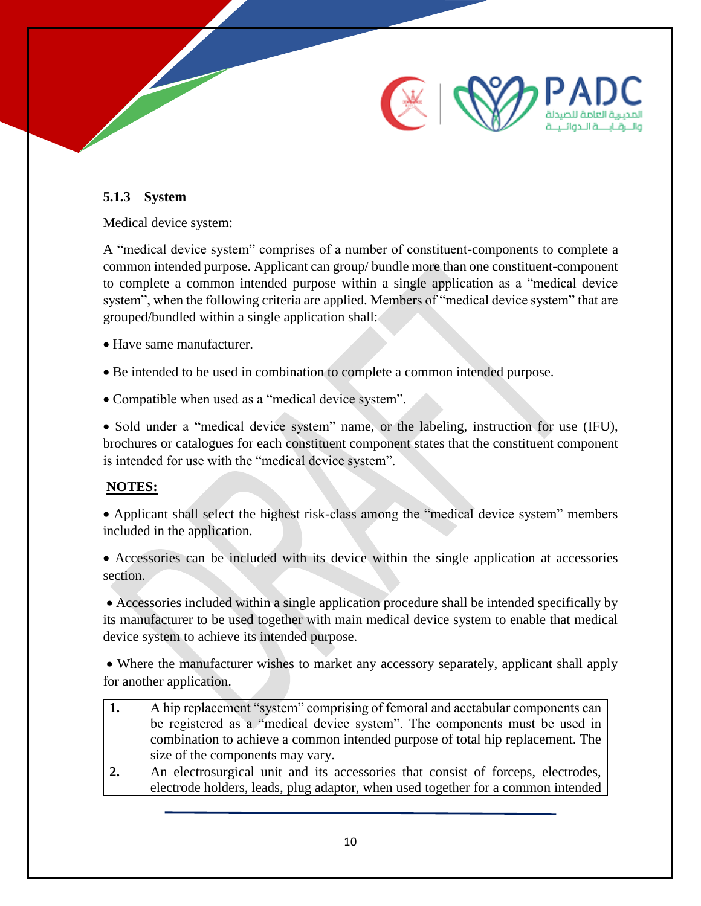### 5.1.3 System

Medical device system:

A "medical device system" comprises of a number of constituent-components to complete a common intended purpose. Applicant can group/ bundle more than one constituent-component to complete a common intended purpose within a single application as a "medical device system", when the following criteria are applied. Members of "medical device system" that are grouped/bundled within a single application shall:

- Have same manufacturer.
- Be intended to be used in combination to complete a common intended purpose.
- Compatible when used as a "medical device system".
- Sold under a "medical device system" name, or the labeling, instruction for use (IFU), brochures or catalogues for each constituent component states that the constituent component is intended for use with the "medical device system".

**NOTES:**

- Applicant shall select the highest risk-class among the "medical device system" members included in the application.
- Accessories can be included with its device within the single application at accessories section.
- Accessories included within a single application procedure shall be intended specifically by its manufacturer to be used together with main medical device system to enable that medical device system to achieve its intended purpose.
- Where the manufacturer wishes to market any accessory separately, applicant shall apply for another application.

| | |
|---|---|
| **1.** | A hip replacement "system" comprising of femoral and acetabular components can be registered as a "medical device system". The components must be used in combination to achieve a common intended purpose of total hip replacement. The size of the components may vary. |
| **2.** | An electrosurgical unit and its accessories that consist of forceps, electrodes, electrode holders, leads, plug adaptor, when used together for a common intended |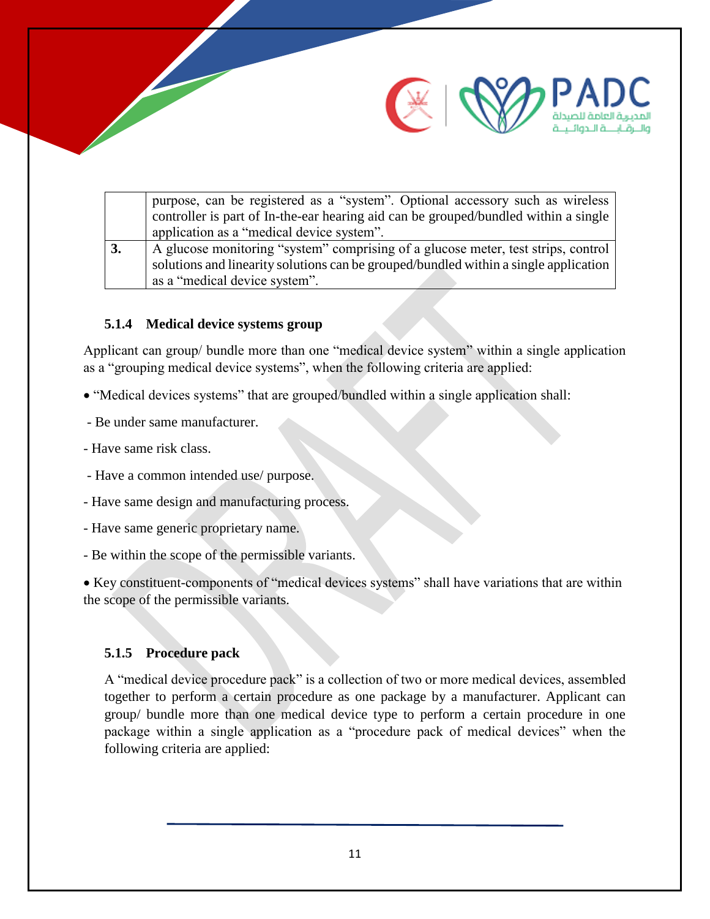|  |  |
|---|---|
|  | purpose, can be registered as a "system". Optional accessory such as wireless controller is part of In-the-ear hearing aid can be grouped/bundled within a single application as a "medical device system". |
| **3.** | A glucose monitoring "system" comprising of a glucose meter, test strips, control solutions and linearity solutions can be grouped/bundled within a single application as a "medical device system". |

### 5.1.4 Medical device systems group

Applicant can group/ bundle more than one "medical device system" within a single application as a "grouping medical device systems", when the following criteria are applied:

- "Medical devices systems" that are grouped/bundled within a single application shall:

 - Be under same manufacturer.

 - Have same risk class.

 - Have a common intended use/ purpose.

 - Have same design and manufacturing process.

 - Have same generic proprietary name.

 - Be within the scope of the permissible variants.

- Key constituent-components of "medical devices systems" shall have variations that are within the scope of the permissible variants.

### 5.1.5 Procedure pack

A "medical device procedure pack" is a collection of two or more medical devices, assembled together to perform a certain procedure as one package by a manufacturer. Applicant can group/ bundle more than one medical device type to perform a certain procedure in one package within a single application as a "procedure pack of medical devices" when the following criteria are applied: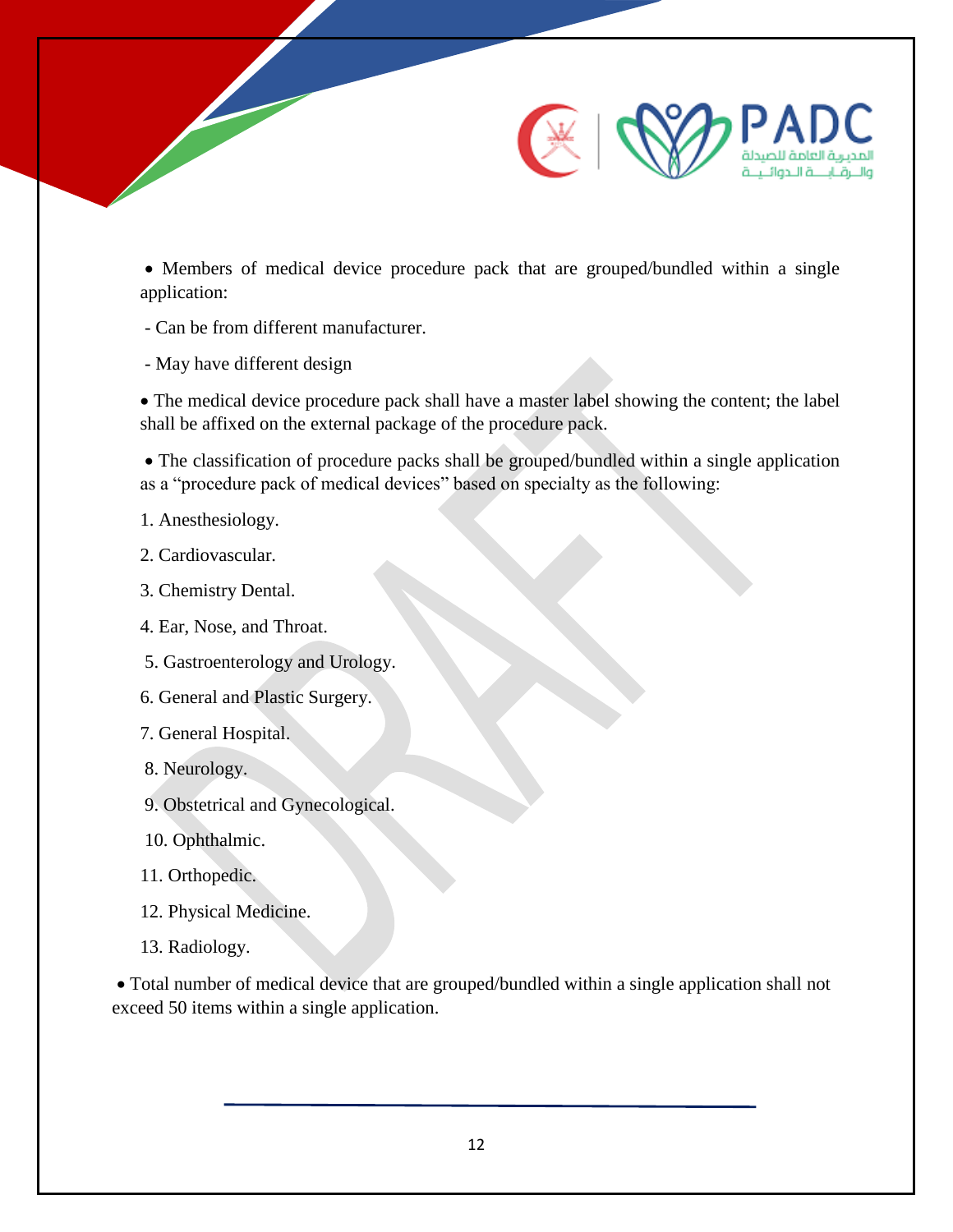- Members of medical device procedure pack that are grouped/bundled within a single application:

  - Can be from different manufacturer.

  - May have different design

- The medical device procedure pack shall have a master label showing the content; the label shall be affixed on the external package of the procedure pack.

- The classification of procedure packs shall be grouped/bundled within a single application as a "procedure pack of medical devices" based on specialty as the following:

1. Anesthesiology.
2. Cardiovascular.
3. Chemistry Dental.
4. Ear, Nose, and Throat.
5. Gastroenterology and Urology.
6. General and Plastic Surgery.
7. General Hospital.
8. Neurology.
9. Obstetrical and Gynecological.
10. Ophthalmic.
11. Orthopedic.
12. Physical Medicine.
13. Radiology.

- Total number of medical device that are grouped/bundled within a single application shall not exceed 50 items within a single application.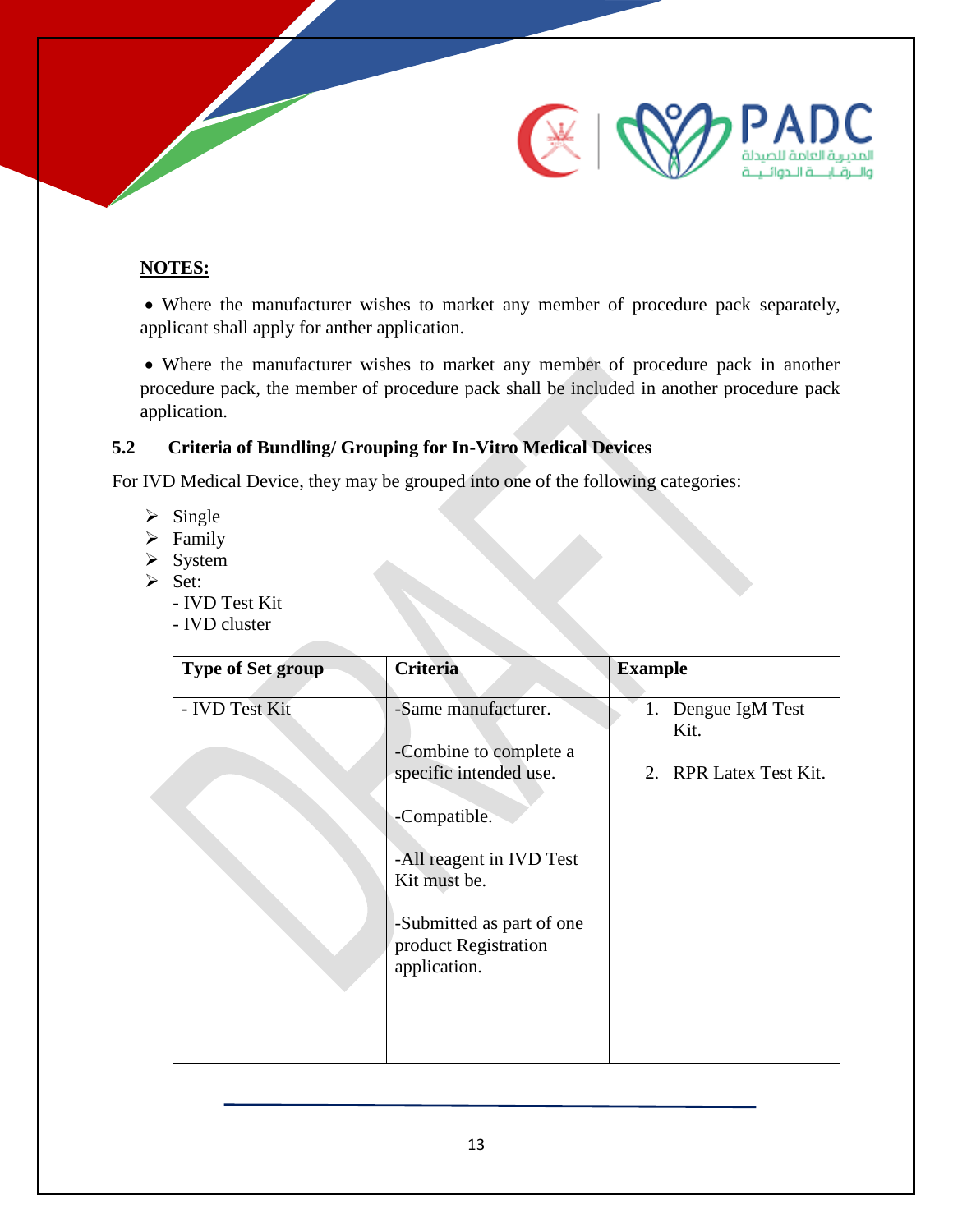**NOTES:**

- Where the manufacturer wishes to market any member of procedure pack separately, applicant shall apply for anther application.
- Where the manufacturer wishes to market any member of procedure pack in another procedure pack, the member of procedure pack shall be included in another procedure pack application.

### 5.2 Criteria of Bundling/ Grouping for In-Vitro Medical Devices

For IVD Medical Device, they may be grouped into one of the following categories:

- Single
- Family
- System
- Set:
  - IVD Test Kit
  - IVD cluster

| Type of Set group | Criteria | Example |
|---|---|---|
| - IVD Test Kit | -Same manufacturer.<br><br>-Combine to complete a specific intended use.<br><br>-Compatible.<br><br>-All reagent in IVD Test Kit must be.<br><br>-Submitted as part of one product Registration application. | 1. Dengue IgM Test Kit.<br><br>2. RPR Latex Test Kit. |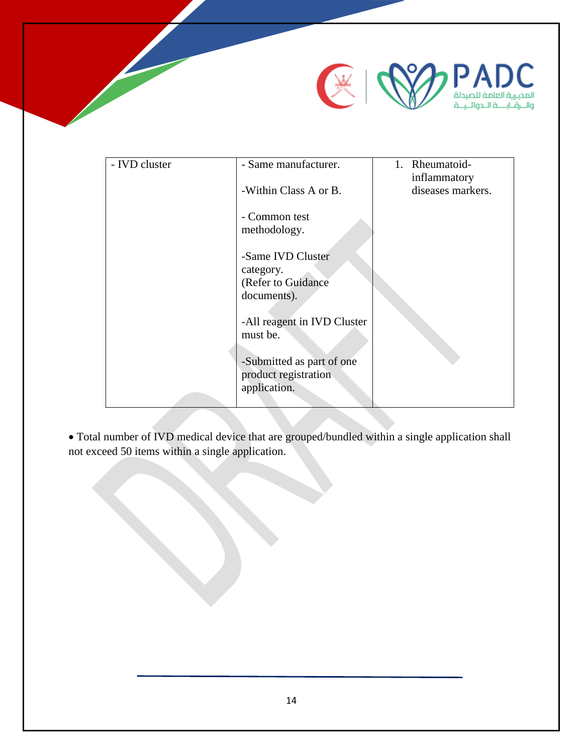| - IVD cluster | - Same manufacturer.<br><br>-Within Class A or B.<br><br>- Common test methodology.<br><br>-Same IVD Cluster category.<br>(Refer to Guidance documents).<br><br>-All reagent in IVD Cluster must be.<br><br>-Submitted as part of one product registration application. | 1. Rheumatoid-inflammatory diseases markers. |
|---|---|---|

- Total number of IVD medical device that are grouped/bundled within a single application shall not exceed 50 items within a single application.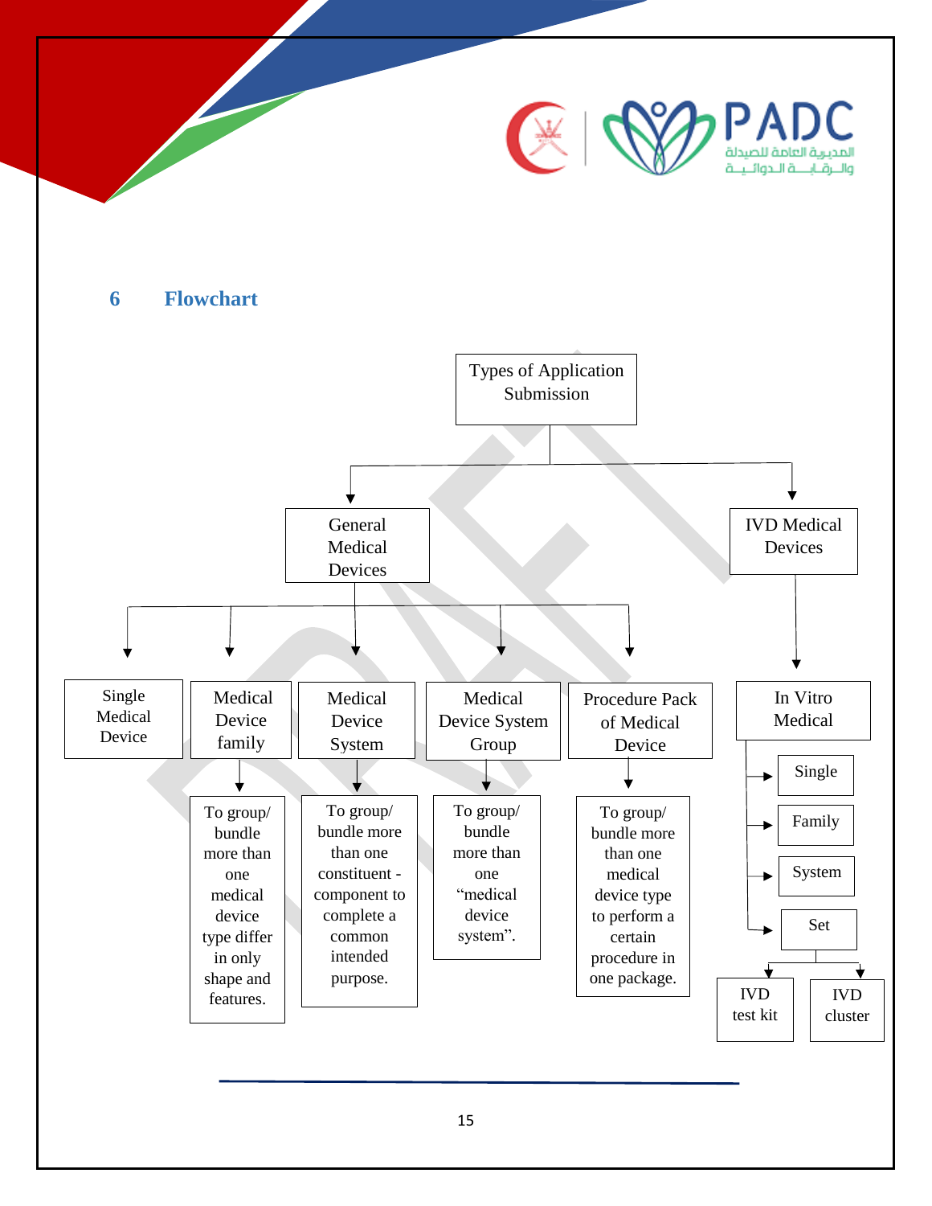## 6 Flowchart

- **Types of Application Submission**
  - **General Medical Devices**
    - Single Medical Device
    - Medical Device family
      - To group/ bundle more than one medical device type differ in only shape and features.
    - Medical Device System
      - To group/ bundle more than one constituent - component to complete a common intended purpose.
    - Medical Device System Group
      - To group/ bundle more than one "medical device system".
    - Procedure Pack of Medical Device
      - To group/ bundle more than one medical device type to perform a certain procedure in one package.
  - **IVD Medical Devices**
    - In Vitro Medical
      - Single
      - Family
      - System
      - Set
        - IVD test kit
        - IVD cluster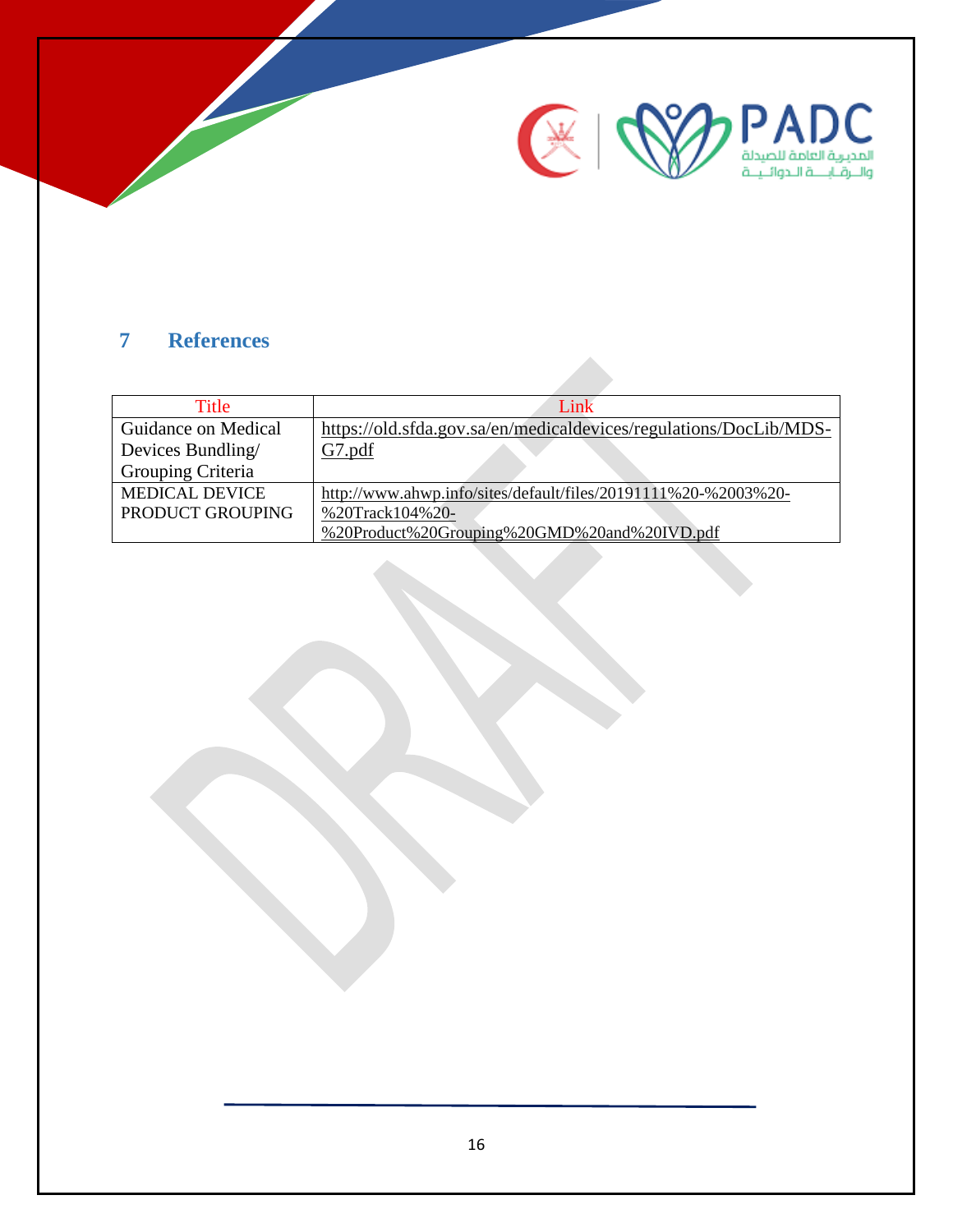## 7 References

| Title | Link |
|---|---|
| Guidance on Medical Devices Bundling/ Grouping Criteria | https://old.sfda.gov.sa/en/medicaldevices/regulations/DocLib/MDS-G7.pdf |
| MEDICAL DEVICE PRODUCT GROUPING | http://www.ahwp.info/sites/default/files/20191111%20-%2003%20-%20Track104%20-%20Product%20Grouping%20GMD%20and%20IVD.pdf |